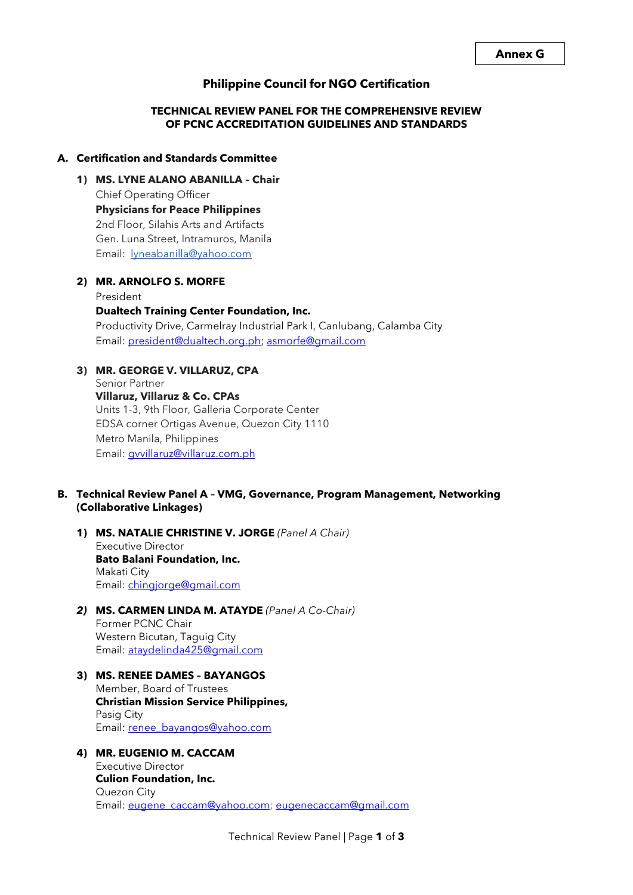**Annex G**

# Philippine Council for NGO Certification

## TECHNICAL REVIEW PANEL FOR THE COMPREHENSIVE REVIEW OF PCNC ACCREDITATION GUIDELINES AND STANDARDS

### A. Certification and Standards Committee

1) **MS. LYNE ALANO ABANILLA – Chair**
   Chief Operating Officer
   **Physicians for Peace Philippines**
   2nd Floor, Silahis Arts and Artifacts
   Gen. Luna Street, Intramuros, Manila
   Email: lyneabanilla@yahoo.com

2) **MR. ARNOLFO S. MORFE**
   President
   **Dualtech Training Center Foundation, Inc.**
   Productivity Drive, Carmelray Industrial Park I, Canlubang, Calamba City
   Email: president@dualtech.org.ph; asmorfe@gmail.com

3) **MR. GEORGE V. VILLARUZ, CPA**
   Senior Partner
   **Villaruz, Villaruz & Co. CPAs**
   Units 1-3, 9th Floor, Galleria Corporate Center
   EDSA corner Ortigas Avenue, Quezon City 1110
   Metro Manila, Philippines
   Email: gvvillaruz@villaruz.com.ph

### B. Technical Review Panel A – VMG, Governance, Program Management, Networking (Collaborative Linkages)

1) **MS. NATALIE CHRISTINE V. JORGE** *(Panel A Chair)*
   Executive Director
   **Bato Balani Foundation, Inc.**
   Makati City
   Email: chingjorge@gmail.com

2) **MS. CARMEN LINDA M. ATAYDE** *(Panel A Co-Chair)*
   Former PCNC Chair
   Western Bicutan, Taguig City
   Email: ataydelinda425@gmail.com

3) **MS. RENEE DAMES – BAYANGOS**
   Member, Board of Trustees
   **Christian Mission Service Philippines,**
   Pasig City
   Email: renee_bayangos@yahoo.com

4) **MR. EUGENIO M. CACCAM**
   Executive Director
   **Culion Foundation, Inc.**
   Quezon City
   Email: eugene_caccam@yahoo.com; eugenecaccam@gmail.com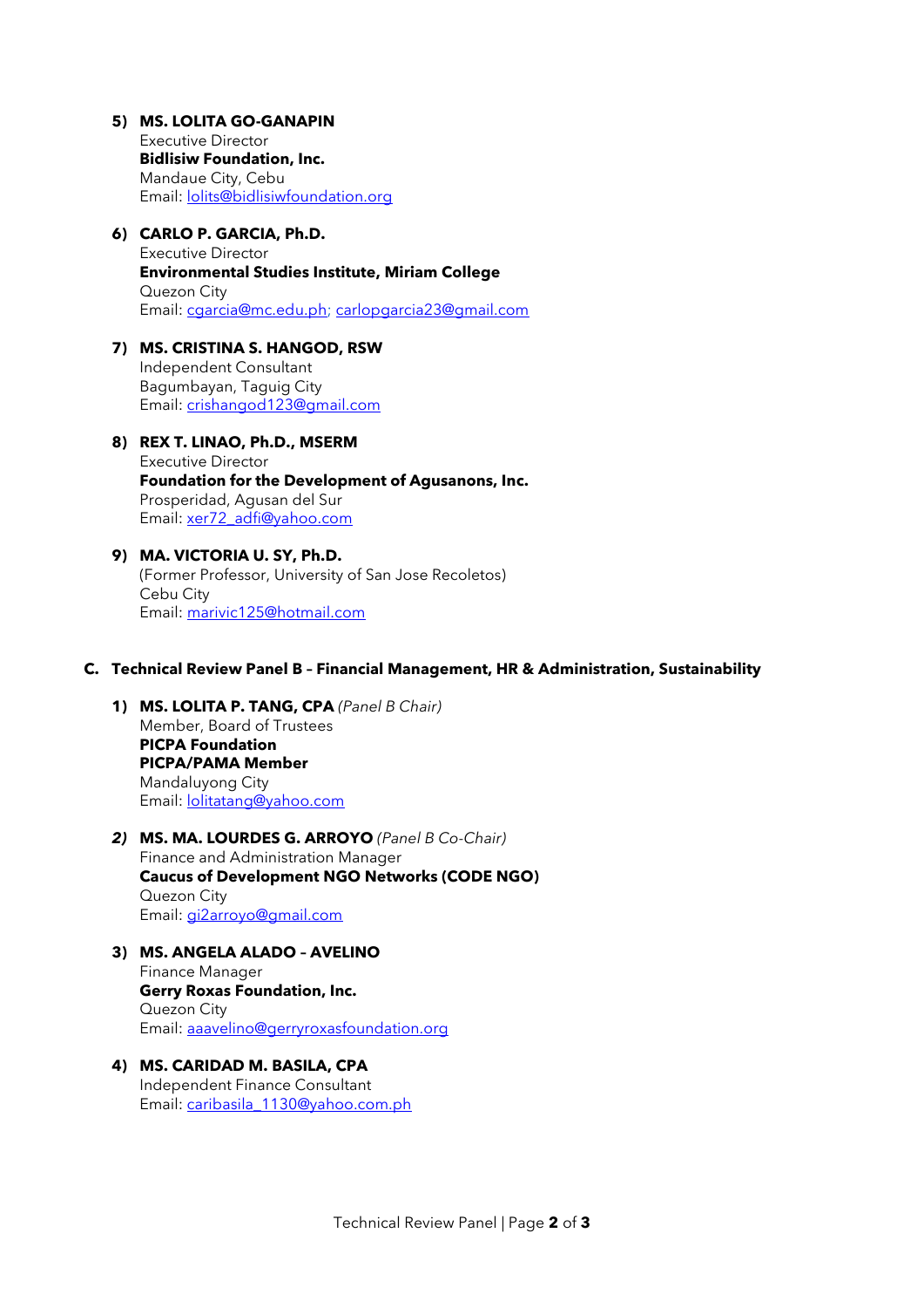5) **MS. LOLITA GO-GANAPIN**
   Executive Director
   **Bidlisiw Foundation, Inc.**
   Mandaue City, Cebu
   Email: lolits@bidlisiwfoundation.org

6) **CARLO P. GARCIA, Ph.D.**
   Executive Director
   **Environmental Studies Institute, Miriam College**
   Quezon City
   Email: cgarcia@mc.edu.ph; carlopgarcia23@gmail.com

7) **MS. CRISTINA S. HANGOD, RSW**
   Independent Consultant
   Bagumbayan, Taguig City
   Email: crishangod123@gmail.com

8) **REX T. LINAO, Ph.D., MSERM**
   Executive Director
   **Foundation for the Development of Agusanons, Inc.**
   Prosperidad, Agusan del Sur
   Email: xer72_adfi@yahoo.com

9) **MA. VICTORIA U. SY, Ph.D.**
   (Former Professor, University of San Jose Recoletos)
   Cebu City
   Email: marivic125@hotmail.com

### C. Technical Review Panel B – Financial Management, HR & Administration, Sustainability

1) **MS. LOLITA P. TANG, CPA** *(Panel B Chair)*
   Member, Board of Trustees
   **PICPA Foundation**
   **PICPA/PAMA Member**
   Mandaluyong City
   Email: lolitatang@yahoo.com

2) **MS. MA. LOURDES G. ARROYO** *(Panel B Co-Chair)*
   Finance and Administration Manager
   **Caucus of Development NGO Networks (CODE NGO)**
   Quezon City
   Email: gi2arroyo@gmail.com

3) **MS. ANGELA ALADO – AVELINO**
   Finance Manager
   **Gerry Roxas Foundation, Inc.**
   Quezon City
   Email: aaavelino@gerryroxasfoundation.org

4) **MS. CARIDAD M. BASILA, CPA**
   Independent Finance Consultant
   Email: caribasila_1130@yahoo.com.ph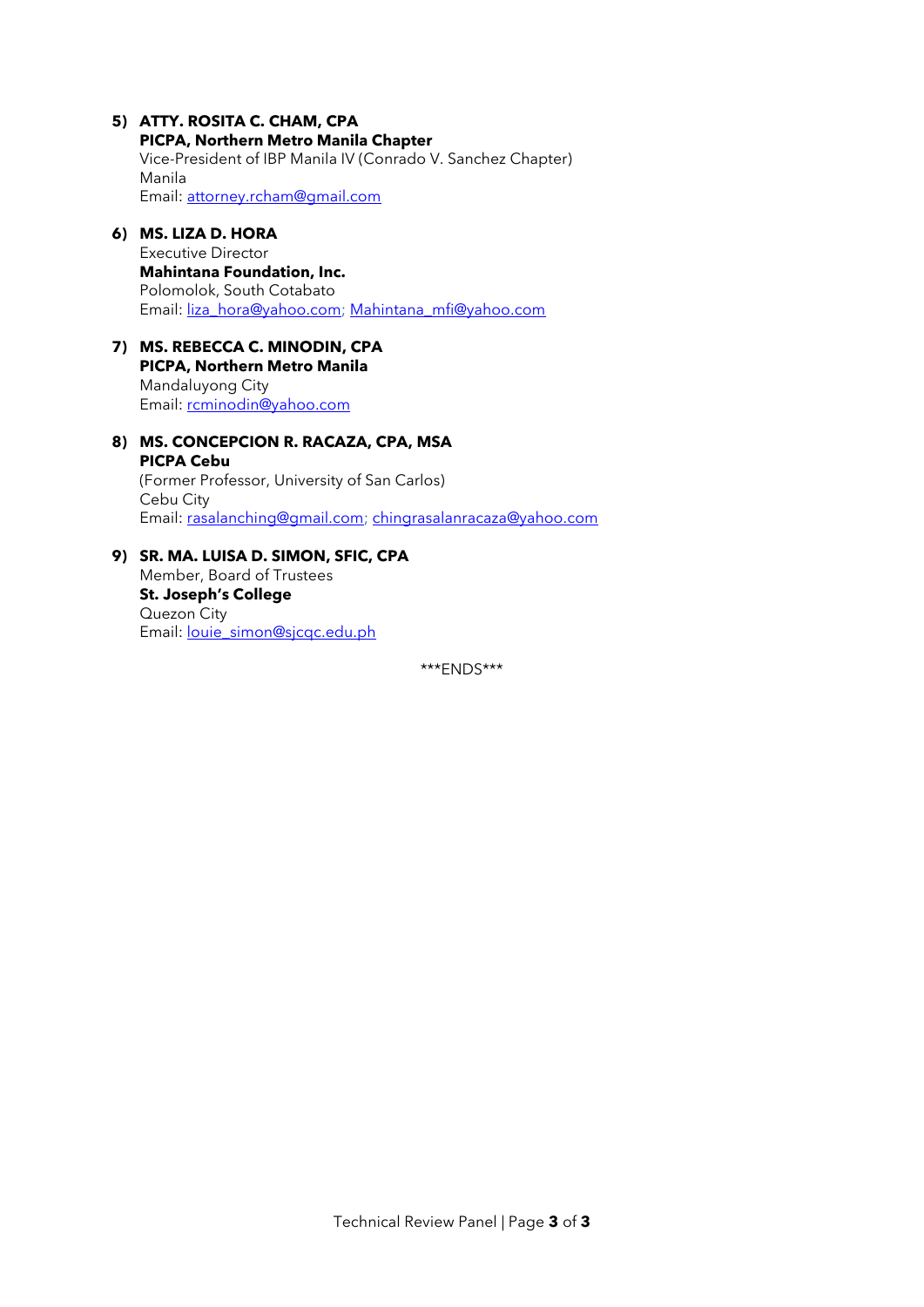5) **ATTY. ROSITA C. CHAM, CPA**
   **PICPA, Northern Metro Manila Chapter**
   Vice-President of IBP Manila IV (Conrado V. Sanchez Chapter)
   Manila
   Email: attorney.rcham@gmail.com

6) **MS. LIZA D. HORA**
   Executive Director
   **Mahintana Foundation, Inc.**
   Polomolok, South Cotabato
   Email: liza_hora@yahoo.com; Mahintana_mfi@yahoo.com

7) **MS. REBECCA C. MINODIN, CPA**
   **PICPA, Northern Metro Manila**
   Mandaluyong City
   Email: rcminodin@yahoo.com

8) **MS. CONCEPCION R. RACAZA, CPA, MSA**
   **PICPA Cebu**
   (Former Professor, University of San Carlos)
   Cebu City
   Email: rasalanching@gmail.com; chingrasalanracaza@yahoo.com

9) **SR. MA. LUISA D. SIMON, SFIC, CPA**
   Member, Board of Trustees
   **St. Joseph's College**
   Quezon City
   Email: louie_simon@sjcqc.edu.ph

***ENDS***